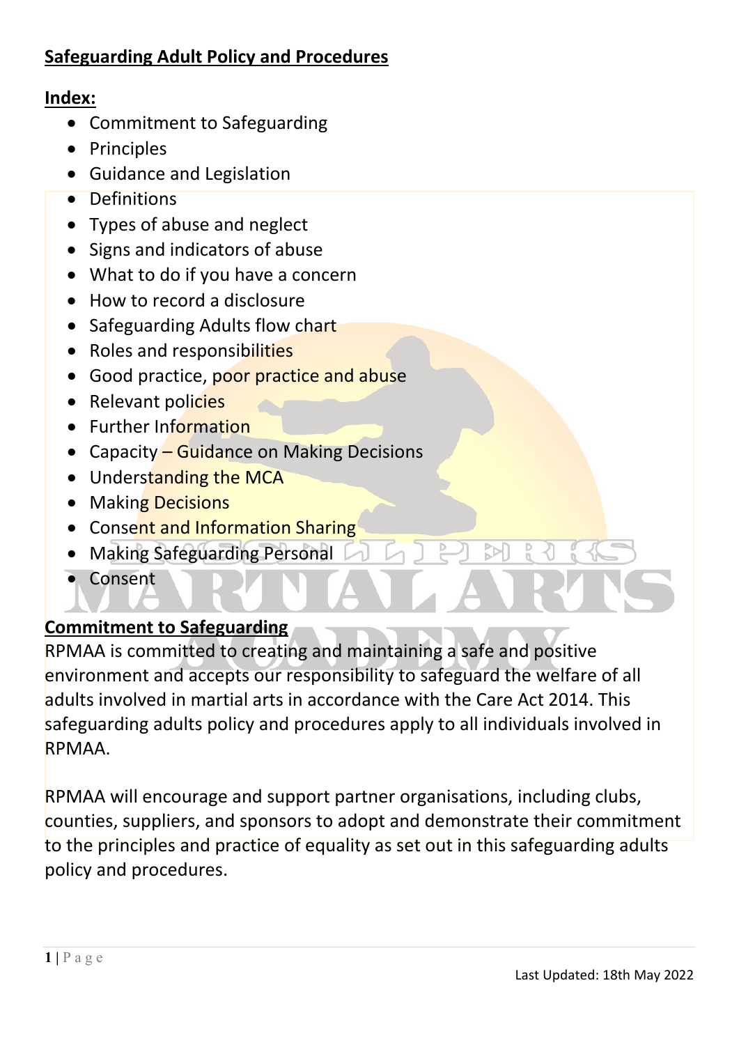## Safeguarding Adult Policy and Procedures

### Index:

- Commitment to Safeguarding
- Principles
- Guidance and Legislation
- Definitions
- Types of abuse and neglect
- Signs and indicators of abuse
- What to do if you have a concern
- How to record a disclosure
- Safeguarding Adults flow chart
- Roles and responsibilities
- Good practice, poor practice and abuse
- Relevant policies
- Further Information
- Capacity – Guidance on Making Decisions
- Understanding the MCA
- Making Decisions
- Consent and Information Sharing
- Making Safeguarding Personal
- Consent

### Commitment to Safeguarding

RPMAA is committed to creating and maintaining a safe and positive environment and accepts our responsibility to safeguard the welfare of all adults involved in martial arts in accordance with the Care Act 2014. This safeguarding adults policy and procedures apply to all individuals involved in RPMAA.

RPMAA will encourage and support partner organisations, including clubs, counties, suppliers, and sponsors to adopt and demonstrate their commitment to the principles and practice of equality as set out in this safeguarding adults policy and procedures.

Last Updated: 18th May 2022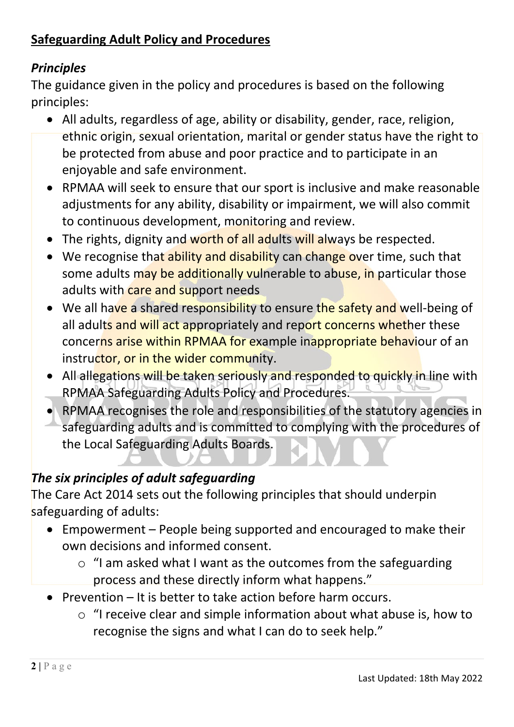**Safeguarding Adult Policy and Procedures**

### *Principles*

The guidance given in the policy and procedures is based on the following principles:

- All adults, regardless of age, ability or disability, gender, race, religion, ethnic origin, sexual orientation, marital or gender status have the right to be protected from abuse and poor practice and to participate in an enjoyable and safe environment.
- RPMAA will seek to ensure that our sport is inclusive and make reasonable adjustments for any ability, disability or impairment, we will also commit to continuous development, monitoring and review.
- The rights, dignity and worth of all adults will always be respected.
- We recognise that ability and disability can change over time, such that some adults may be additionally vulnerable to abuse, in particular those adults with care and support needs
- We all have a shared responsibility to ensure the safety and well-being of all adults and will act appropriately and report concerns whether these concerns arise within RPMAA for example inappropriate behaviour of an instructor, or in the wider community.
- All allegations will be taken seriously and responded to quickly in line with RPMAA Safeguarding Adults Policy and Procedures.
- RPMAA recognises the role and responsibilities of the statutory agencies in safeguarding adults and is committed to complying with the procedures of the Local Safeguarding Adults Boards.

### *The six principles of adult safeguarding*

The Care Act 2014 sets out the following principles that should underpin safeguarding of adults:

- Empowerment – People being supported and encouraged to make their own decisions and informed consent.
  - “I am asked what I want as the outcomes from the safeguarding process and these directly inform what happens.”
- Prevention – It is better to take action before harm occurs.
  - “I receive clear and simple information about what abuse is, how to recognise the signs and what I can do to seek help.”

Last Updated: 18th May 2022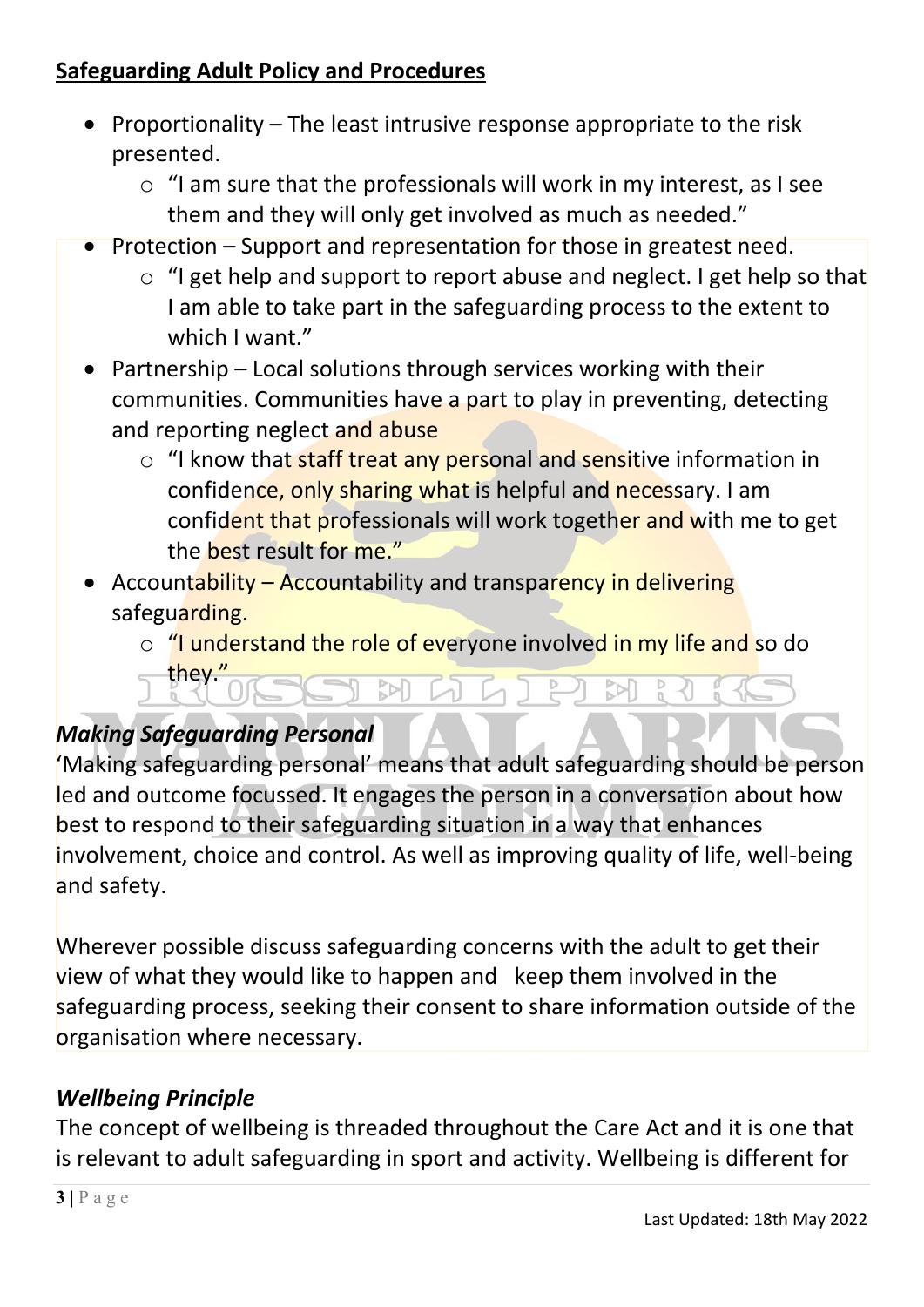**Safeguarding Adult Policy and Procedures**

- Proportionality – The least intrusive response appropriate to the risk presented.
  - "I am sure that the professionals will work in my interest, as I see them and they will only get involved as much as needed."
- Protection – Support and representation for those in greatest need.
  - "I get help and support to report abuse and neglect. I get help so that I am able to take part in the safeguarding process to the extent to which I want."
- Partnership – Local solutions through services working with their communities. Communities have a part to play in preventing, detecting and reporting neglect and abuse
  - "I know that staff treat any personal and sensitive information in confidence, only sharing what is helpful and necessary. I am confident that professionals will work together and with me to get the best result for me."
- Accountability – Accountability and transparency in delivering safeguarding.
  - "I understand the role of everyone involved in my life and so do they."

### *Making Safeguarding Personal*

'Making safeguarding personal' means that adult safeguarding should be person led and outcome focussed. It engages the person in a conversation about how best to respond to their safeguarding situation in a way that enhances involvement, choice and control. As well as improving quality of life, well-being and safety.

Wherever possible discuss safeguarding concerns with the adult to get their view of what they would like to happen and keep them involved in the safeguarding process, seeking their consent to share information outside of the organisation where necessary.

### *Wellbeing Principle*

The concept of wellbeing is threaded throughout the Care Act and it is one that is relevant to adult safeguarding in sport and activity. Wellbeing is different for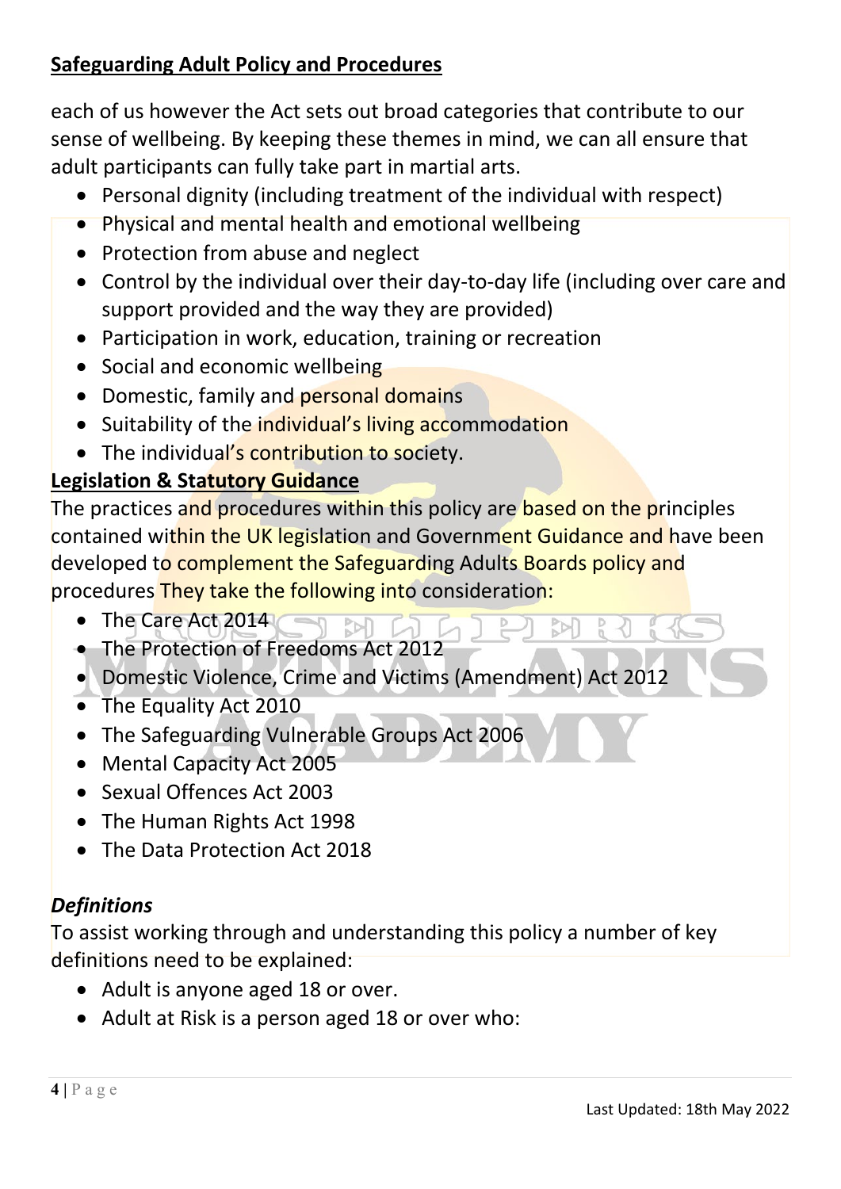each of us however the Act sets out broad categories that contribute to our sense of wellbeing. By keeping these themes in mind, we can all ensure that adult participants can fully take part in martial arts.

- Personal dignity (including treatment of the individual with respect)
- Physical and mental health and emotional wellbeing
- Protection from abuse and neglect
- Control by the individual over their day-to-day life (including over care and support provided and the way they are provided)
- Participation in work, education, training or recreation
- Social and economic wellbeing
- Domestic, family and personal domains
- Suitability of the individual's living accommodation
- The individual's contribution to society.

## Legislation & Statutory Guidance

The practices and procedures within this policy are based on the principles contained within the UK legislation and Government Guidance and have been developed to complement the Safeguarding Adults Boards policy and procedures They take the following into consideration:

- The Care Act 2014
- The Protection of Freedoms Act 2012
- Domestic Violence, Crime and Victims (Amendment) Act 2012
- The Equality Act 2010
- The Safeguarding Vulnerable Groups Act 2006
- Mental Capacity Act 2005
- Sexual Offences Act 2003
- The Human Rights Act 1998
- The Data Protection Act 2018

### *Definitions*

To assist working through and understanding this policy a number of key definitions need to be explained:

- Adult is anyone aged 18 or over.
- Adult at Risk is a person aged 18 or over who: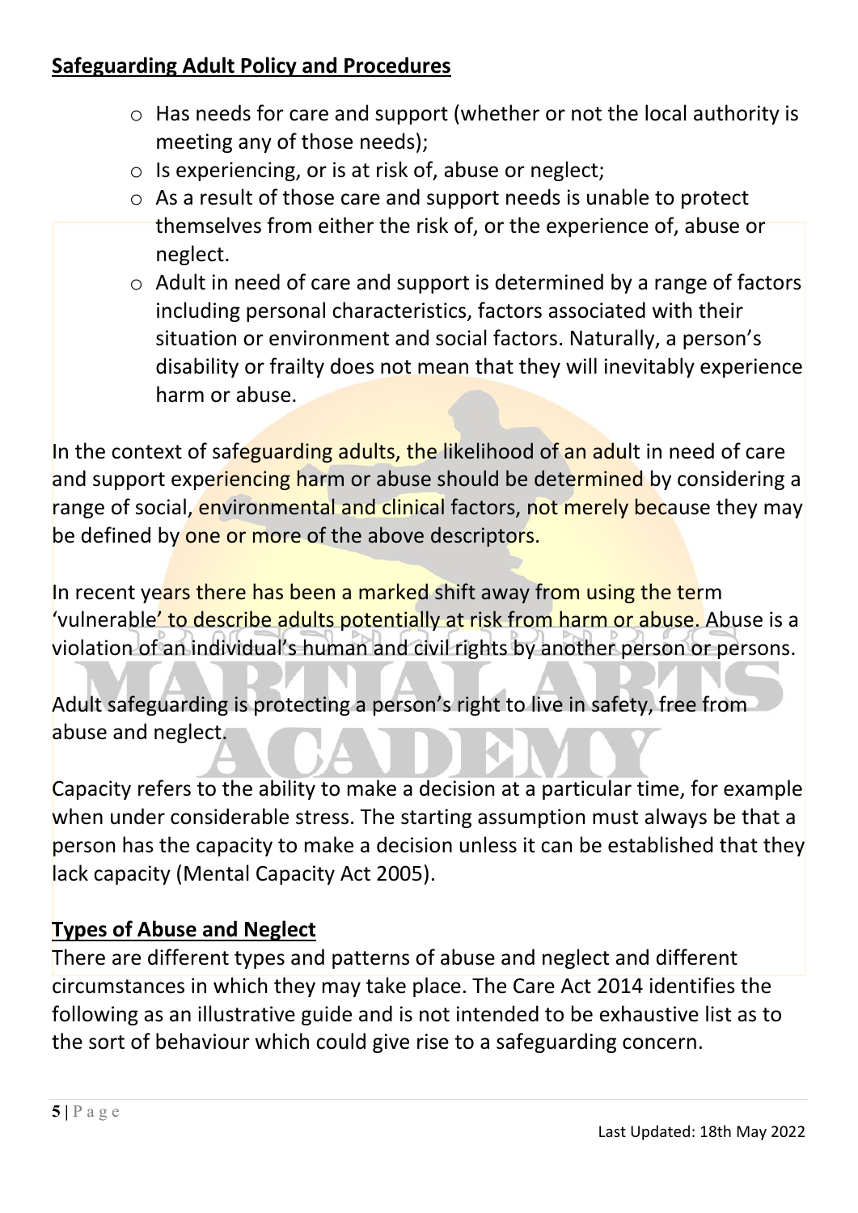## Safeguarding Adult Policy and Procedures

- Has needs for care and support (whether or not the local authority is meeting any of those needs);
- Is experiencing, or is at risk of, abuse or neglect;
- As a result of those care and support needs is unable to protect themselves from either the risk of, or the experience of, abuse or neglect.
- Adult in need of care and support is determined by a range of factors including personal characteristics, factors associated with their situation or environment and social factors. Naturally, a person's disability or frailty does not mean that they will inevitably experience harm or abuse.

In the context of safeguarding adults, the likelihood of an adult in need of care and support experiencing harm or abuse should be determined by considering a range of social, environmental and clinical factors, not merely because they may be defined by one or more of the above descriptors.

In recent years there has been a marked shift away from using the term 'vulnerable' to describe adults potentially at risk from harm or abuse. Abuse is a violation of an individual's human and civil rights by another person or persons.

Adult safeguarding is protecting a person's right to live in safety, free from abuse and neglect.

Capacity refers to the ability to make a decision at a particular time, for example when under considerable stress. The starting assumption must always be that a person has the capacity to make a decision unless it can be established that they lack capacity (Mental Capacity Act 2005).

## Types of Abuse and Neglect

There are different types and patterns of abuse and neglect and different circumstances in which they may take place. The Care Act 2014 identifies the following as an illustrative guide and is not intended to be exhaustive list as to the sort of behaviour which could give rise to a safeguarding concern.

Last Updated: 18th May 2022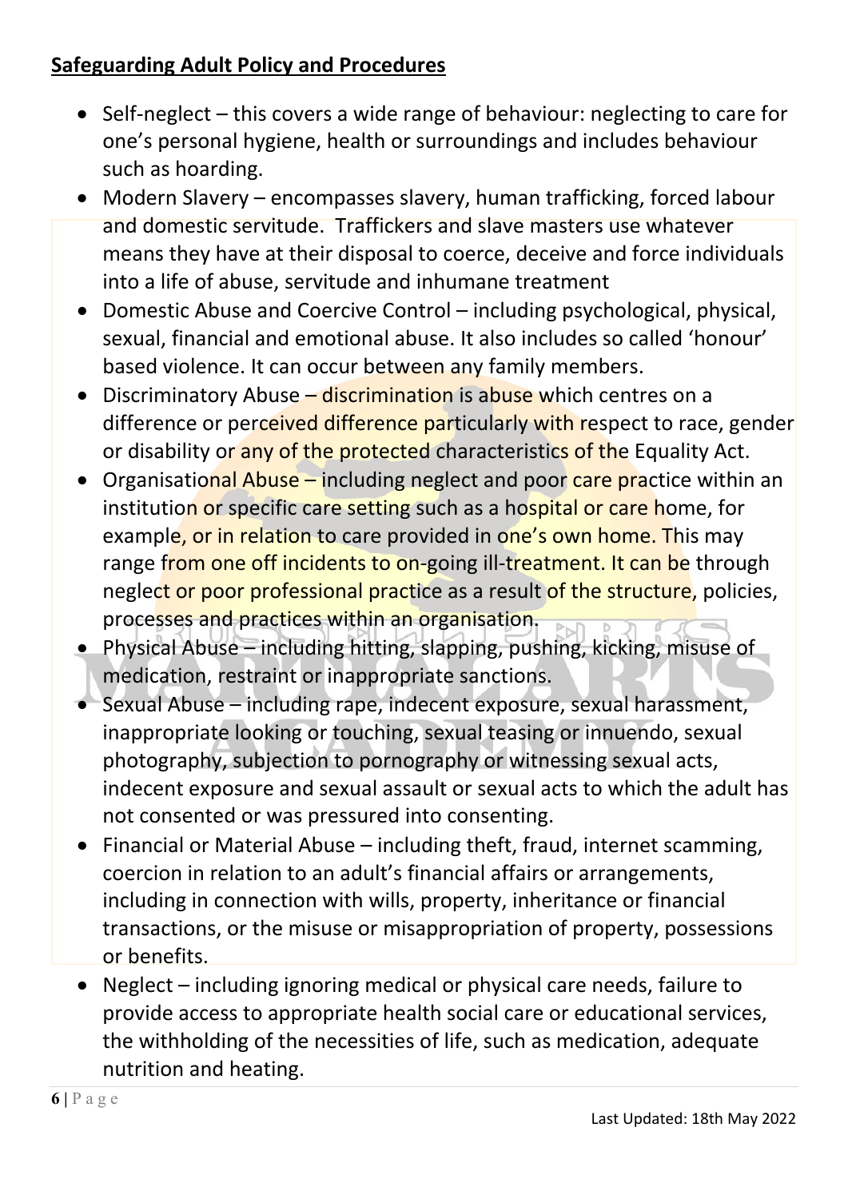**Safeguarding Adult Policy and Procedures**

- Self-neglect – this covers a wide range of behaviour: neglecting to care for one's personal hygiene, health or surroundings and includes behaviour such as hoarding.
- Modern Slavery – encompasses slavery, human trafficking, forced labour and domestic servitude. Traffickers and slave masters use whatever means they have at their disposal to coerce, deceive and force individuals into a life of abuse, servitude and inhumane treatment
- Domestic Abuse and Coercive Control – including psychological, physical, sexual, financial and emotional abuse. It also includes so called 'honour' based violence. It can occur between any family members.
- Discriminatory Abuse – discrimination is abuse which centres on a difference or perceived difference particularly with respect to race, gender or disability or any of the protected characteristics of the Equality Act.
- Organisational Abuse – including neglect and poor care practice within an institution or specific care setting such as a hospital or care home, for example, or in relation to care provided in one's own home. This may range from one off incidents to on-going ill-treatment. It can be through neglect or poor professional practice as a result of the structure, policies, processes and practices within an organisation.
- Physical Abuse – including hitting, slapping, pushing, kicking, misuse of medication, restraint or inappropriate sanctions.
- Sexual Abuse – including rape, indecent exposure, sexual harassment, inappropriate looking or touching, sexual teasing or innuendo, sexual photography, subjection to pornography or witnessing sexual acts, indecent exposure and sexual assault or sexual acts to which the adult has not consented or was pressured into consenting.
- Financial or Material Abuse – including theft, fraud, internet scamming, coercion in relation to an adult's financial affairs or arrangements, including in connection with wills, property, inheritance or financial transactions, or the misuse or misappropriation of property, possessions or benefits.
- Neglect – including ignoring medical or physical care needs, failure to provide access to appropriate health social care or educational services, the withholding of the necessities of life, such as medication, adequate nutrition and heating.

Last Updated: 18th May 2022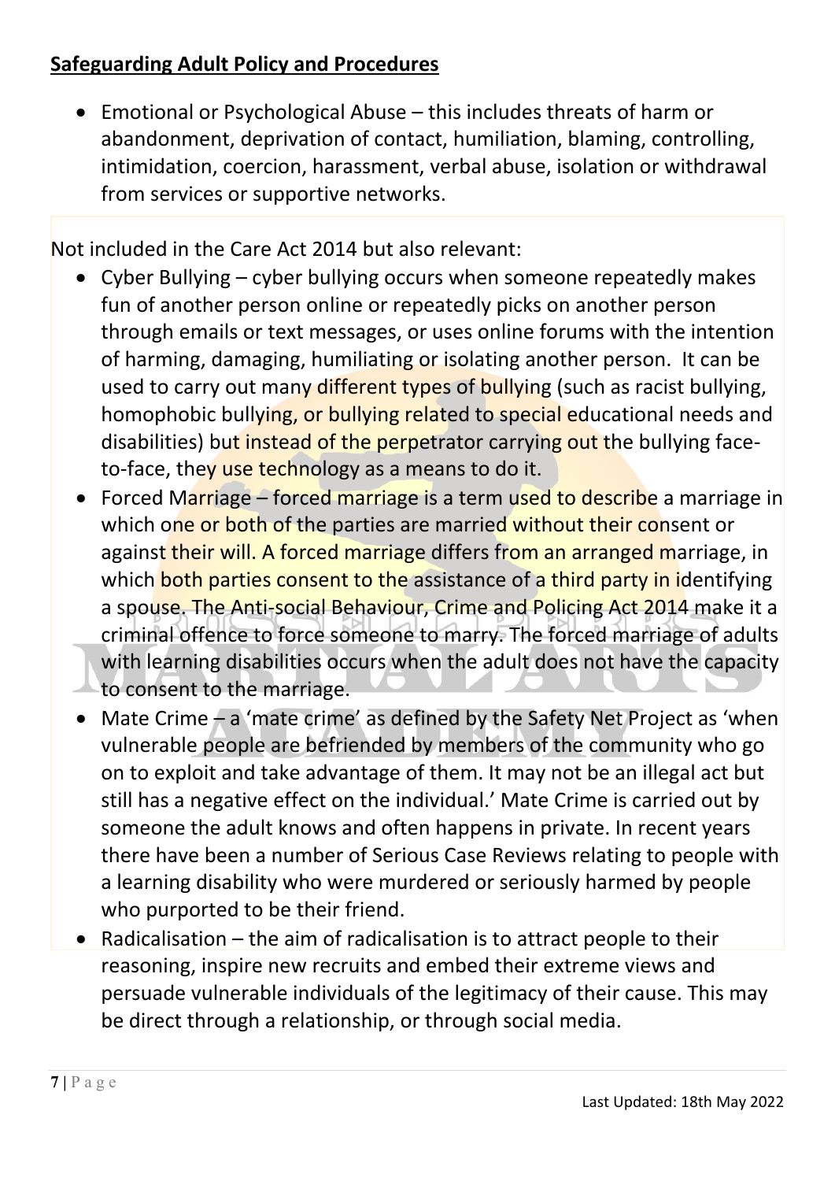## Safeguarding Adult Policy and Procedures

- Emotional or Psychological Abuse – this includes threats of harm or abandonment, deprivation of contact, humiliation, blaming, controlling, intimidation, coercion, harassment, verbal abuse, isolation or withdrawal from services or supportive networks.

Not included in the Care Act 2014 but also relevant:

- Cyber Bullying – cyber bullying occurs when someone repeatedly makes fun of another person online or repeatedly picks on another person through emails or text messages, or uses online forums with the intention of harming, damaging, humiliating or isolating another person. It can be used to carry out many different types of bullying (such as racist bullying, homophobic bullying, or bullying related to special educational needs and disabilities) but instead of the perpetrator carrying out the bullying face-to-face, they use technology as a means to do it.
- Forced Marriage – forced marriage is a term used to describe a marriage in which one or both of the parties are married without their consent or against their will. A forced marriage differs from an arranged marriage, in which both parties consent to the assistance of a third party in identifying a spouse. The Anti-social Behaviour, Crime and Policing Act 2014 make it a criminal offence to force someone to marry. The forced marriage of adults with learning disabilities occurs when the adult does not have the capacity to consent to the marriage.
- Mate Crime – a 'mate crime' as defined by the Safety Net Project as 'when vulnerable people are befriended by members of the community who go on to exploit and take advantage of them. It may not be an illegal act but still has a negative effect on the individual.' Mate Crime is carried out by someone the adult knows and often happens in private. In recent years there have been a number of Serious Case Reviews relating to people with a learning disability who were murdered or seriously harmed by people who purported to be their friend.
- Radicalisation – the aim of radicalisation is to attract people to their reasoning, inspire new recruits and embed their extreme views and persuade vulnerable individuals of the legitimacy of their cause. This may be direct through a relationship, or through social media.

Last Updated: 18th May 2022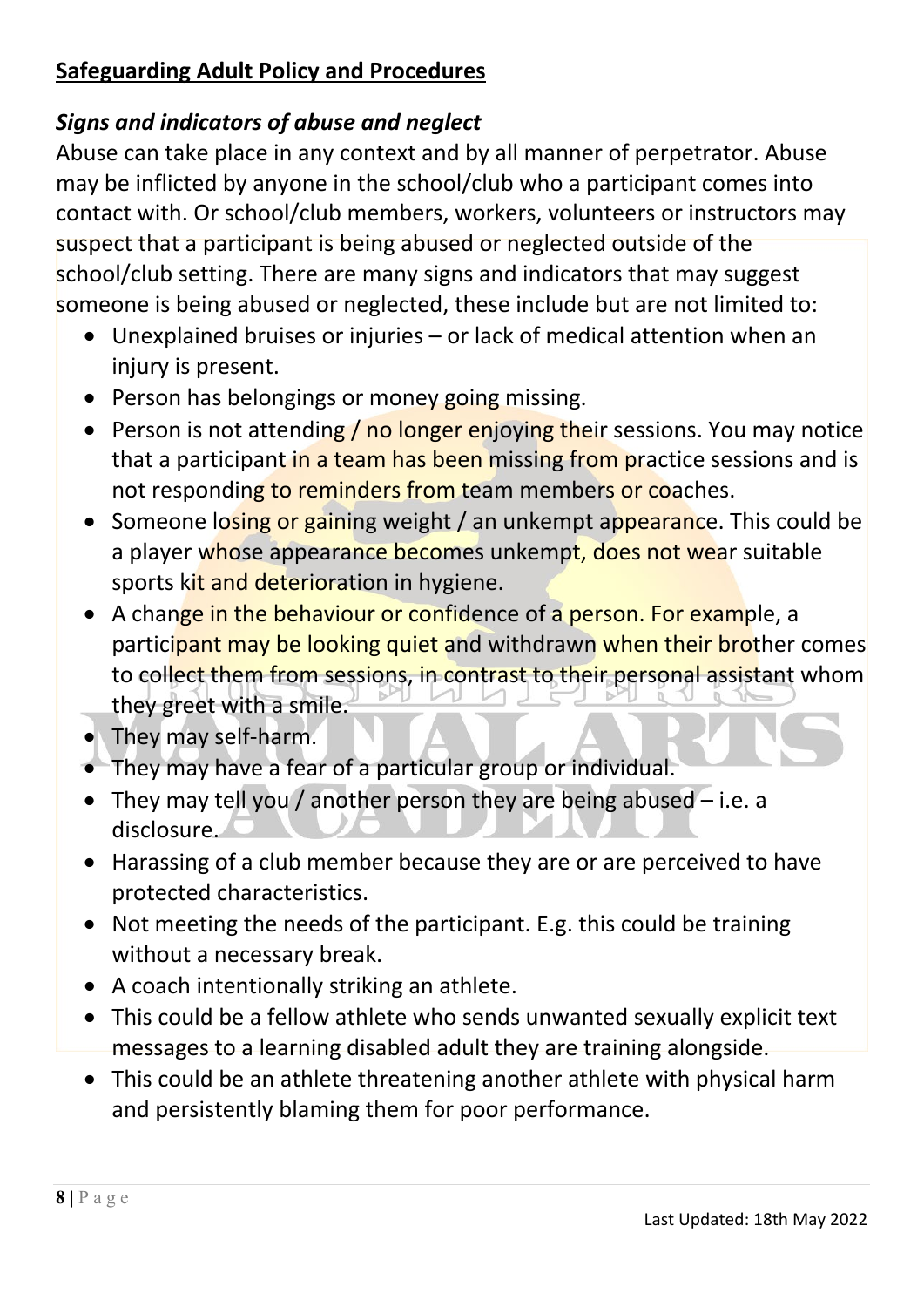**Safeguarding Adult Policy and Procedures**

***Signs and indicators of abuse and neglect***

Abuse can take place in any context and by all manner of perpetrator. Abuse may be inflicted by anyone in the school/club who a participant comes into contact with. Or school/club members, workers, volunteers or instructors may suspect that a participant is being abused or neglected outside of the school/club setting. There are many signs and indicators that may suggest someone is being abused or neglected, these include but are not limited to:

- Unexplained bruises or injuries – or lack of medical attention when an injury is present.
- Person has belongings or money going missing.
- Person is not attending / no longer enjoying their sessions. You may notice that a participant in a team has been missing from practice sessions and is not responding to reminders from team members or coaches.
- Someone losing or gaining weight / an unkempt appearance. This could be a player whose appearance becomes unkempt, does not wear suitable sports kit and deterioration in hygiene.
- A change in the behaviour or confidence of a person. For example, a participant may be looking quiet and withdrawn when their brother comes to collect them from sessions, in contrast to their personal assistant whom they greet with a smile.
- They may self-harm.
- They may have a fear of a particular group or individual.
- They may tell you / another person they are being abused – i.e. a disclosure.
- Harassing of a club member because they are or are perceived to have protected characteristics.
- Not meeting the needs of the participant. E.g. this could be training without a necessary break.
- A coach intentionally striking an athlete.
- This could be a fellow athlete who sends unwanted sexually explicit text messages to a learning disabled adult they are training alongside.
- This could be an athlete threatening another athlete with physical harm and persistently blaming them for poor performance.

Last Updated: 18th May 2022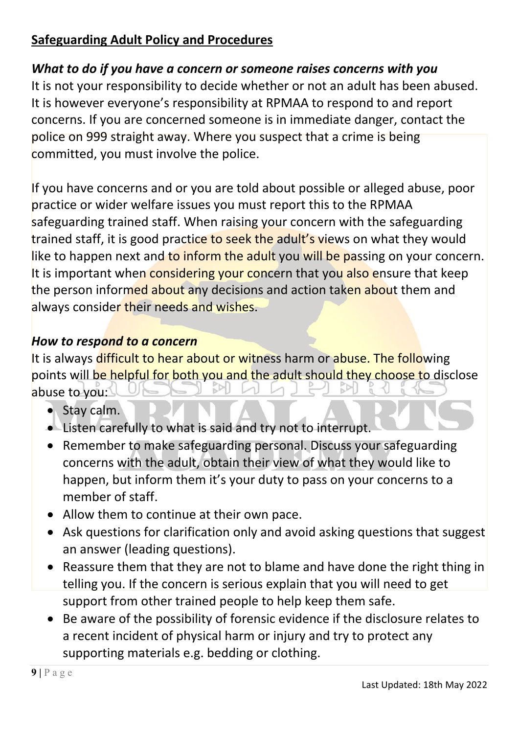## Safeguarding Adult Policy and Procedures

### *What to do if you have a concern or someone raises concerns with you*

It is not your responsibility to decide whether or not an adult has been abused. It is however everyone's responsibility at RPMAA to respond to and report concerns. If you are concerned someone is in immediate danger, contact the police on 999 straight away. Where you suspect that a crime is being committed, you must involve the police.

If you have concerns and or you are told about possible or alleged abuse, poor practice or wider welfare issues you must report this to the RPMAA safeguarding trained staff. When raising your concern with the safeguarding trained staff, it is good practice to seek the adult's views on what they would like to happen next and to inform the adult you will be passing on your concern. It is important when considering your concern that you also ensure that keep the person informed about any decisions and action taken about them and always consider their needs and wishes.

### *How to respond to a concern*

It is always difficult to hear about or witness harm or abuse. The following points will be helpful for both you and the adult should they choose to disclose abuse to you:

- Stay calm.
- Listen carefully to what is said and try not to interrupt.
- Remember to make safeguarding personal. Discuss your safeguarding concerns with the adult, obtain their view of what they would like to happen, but inform them it's your duty to pass on your concerns to a member of staff.
- Allow them to continue at their own pace.
- Ask questions for clarification only and avoid asking questions that suggest an answer (leading questions).
- Reassure them that they are not to blame and have done the right thing in telling you. If the concern is serious explain that you will need to get support from other trained people to help keep them safe.
- Be aware of the possibility of forensic evidence if the disclosure relates to a recent incident of physical harm or injury and try to protect any supporting materials e.g. bedding or clothing.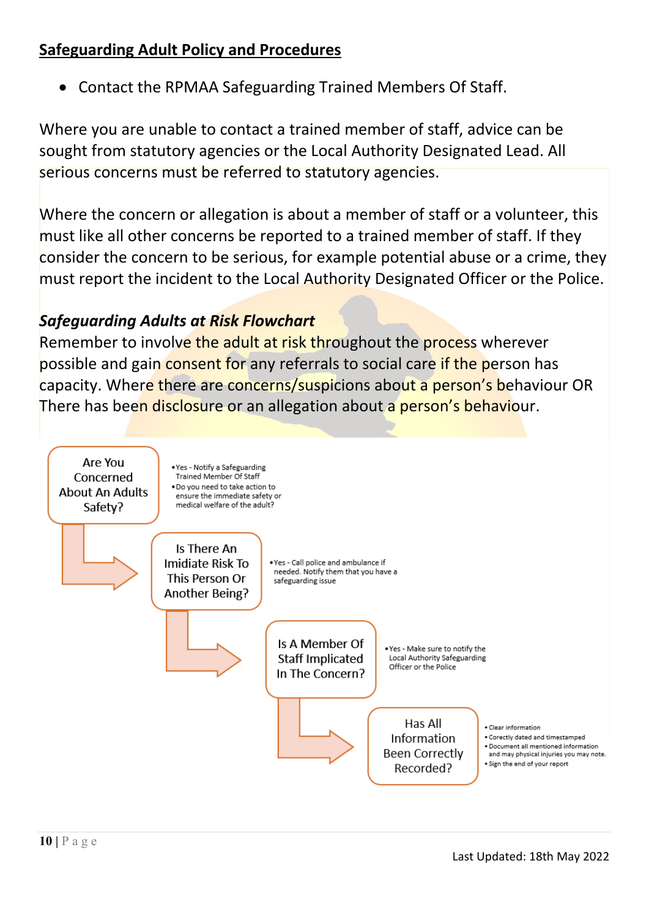## Safeguarding Adult Policy and Procedures

- Contact the RPMAA Safeguarding Trained Members Of Staff.

Where you are unable to contact a trained member of staff, advice can be sought from statutory agencies or the Local Authority Designated Lead. All serious concerns must be referred to statutory agencies.

Where the concern or allegation is about a member of staff or a volunteer, this must like all other concerns be reported to a trained member of staff. If they consider the concern to be serious, for example potential abuse or a crime, they must report the incident to the Local Authority Designated Officer or the Police.

### *Safeguarding Adults at Risk Flowchart*

Remember to involve the adult at risk throughout the process wherever possible and gain consent for any referrals to social care if the person has capacity. Where there are concerns/suspicions about a person's behaviour OR There has been disclosure or an allegation about a person's behaviour.

**Are You Concerned About An Adults Safety?**

- Yes - Notify a Safeguarding Trained Member Of Staff
- Do you need to take action to ensure the immediate safety or medical welfare of the adult?

**Is There An Imidiate Risk To This Person Or Another Being?**

- Yes - Call police and ambulance if needed. Notify them that you have a safeguarding issue

**Is A Member Of Staff Implicated In The Concern?**

- Yes - Make sure to notify the Local Authority Safeguarding Officer or the Police

**Has All Information Been Correctly Recorded?**

- Clear information
- Corectly dated and timestamped
- Document all mentioned information and may physical injuries you may note.
- Sign the end of your report

Last Updated: 18th May 2022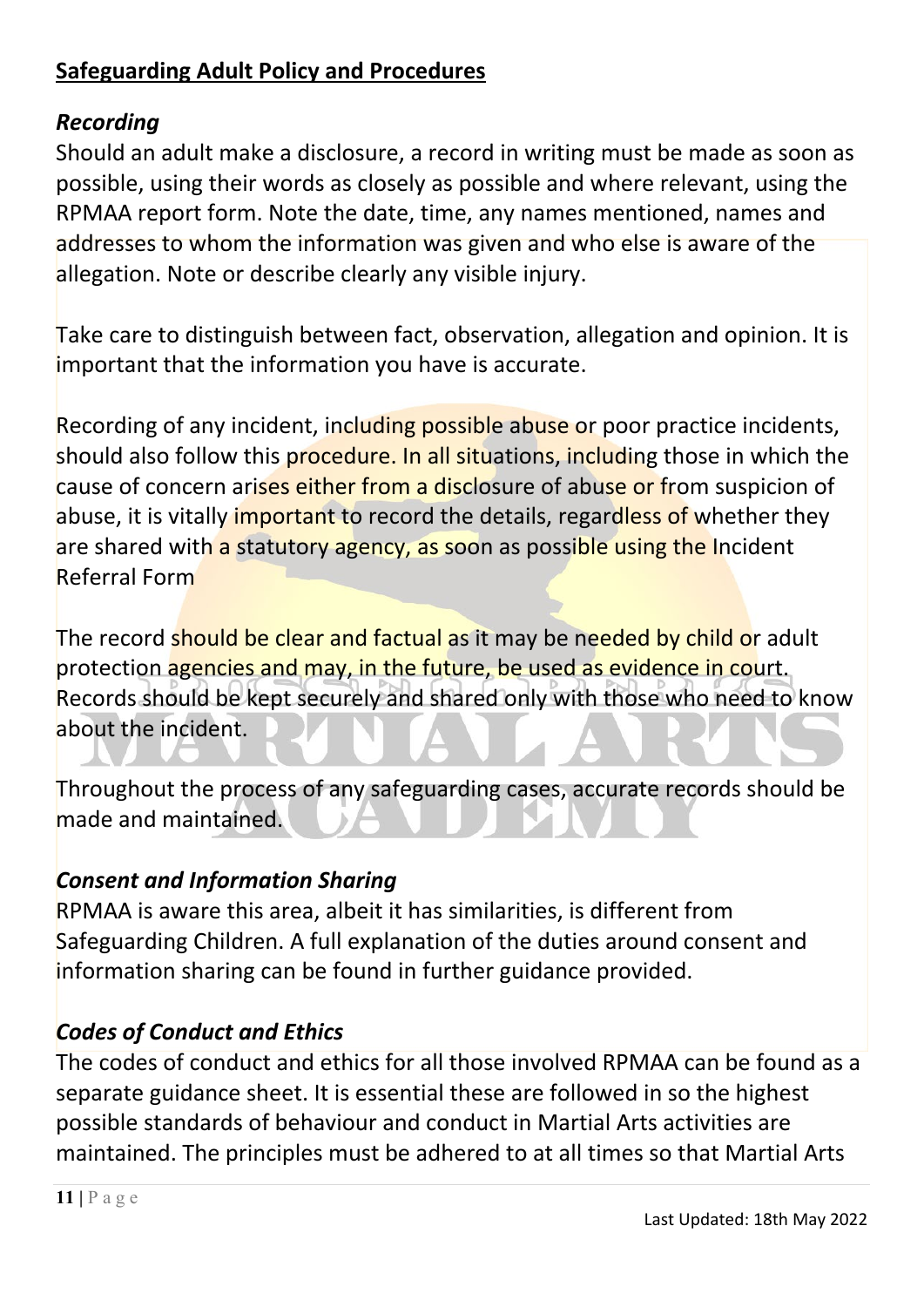## Safeguarding Adult Policy and Procedures

### *Recording*

Should an adult make a disclosure, a record in writing must be made as soon as possible, using their words as closely as possible and where relevant, using the RPMAA report form. Note the date, time, any names mentioned, names and addresses to whom the information was given and who else is aware of the allegation. Note or describe clearly any visible injury.

Take care to distinguish between fact, observation, allegation and opinion. It is important that the information you have is accurate.

Recording of any incident, including possible abuse or poor practice incidents, should also follow this procedure. In all situations, including those in which the cause of concern arises either from a disclosure of abuse or from suspicion of abuse, it is vitally important to record the details, regardless of whether they are shared with a statutory agency, as soon as possible using the Incident Referral Form

The record should be clear and factual as it may be needed by child or adult protection agencies and may, in the future, be used as evidence in court. Records should be kept securely and shared only with those who need to know about the incident.

Throughout the process of any safeguarding cases, accurate records should be made and maintained.

### *Consent and Information Sharing*

RPMAA is aware this area, albeit it has similarities, is different from Safeguarding Children. A full explanation of the duties around consent and information sharing can be found in further guidance provided.

### *Codes of Conduct and Ethics*

The codes of conduct and ethics for all those involved RPMAA can be found as a separate guidance sheet. It is essential these are followed in so the highest possible standards of behaviour and conduct in Martial Arts activities are maintained. The principles must be adhered to at all times so that Martial Arts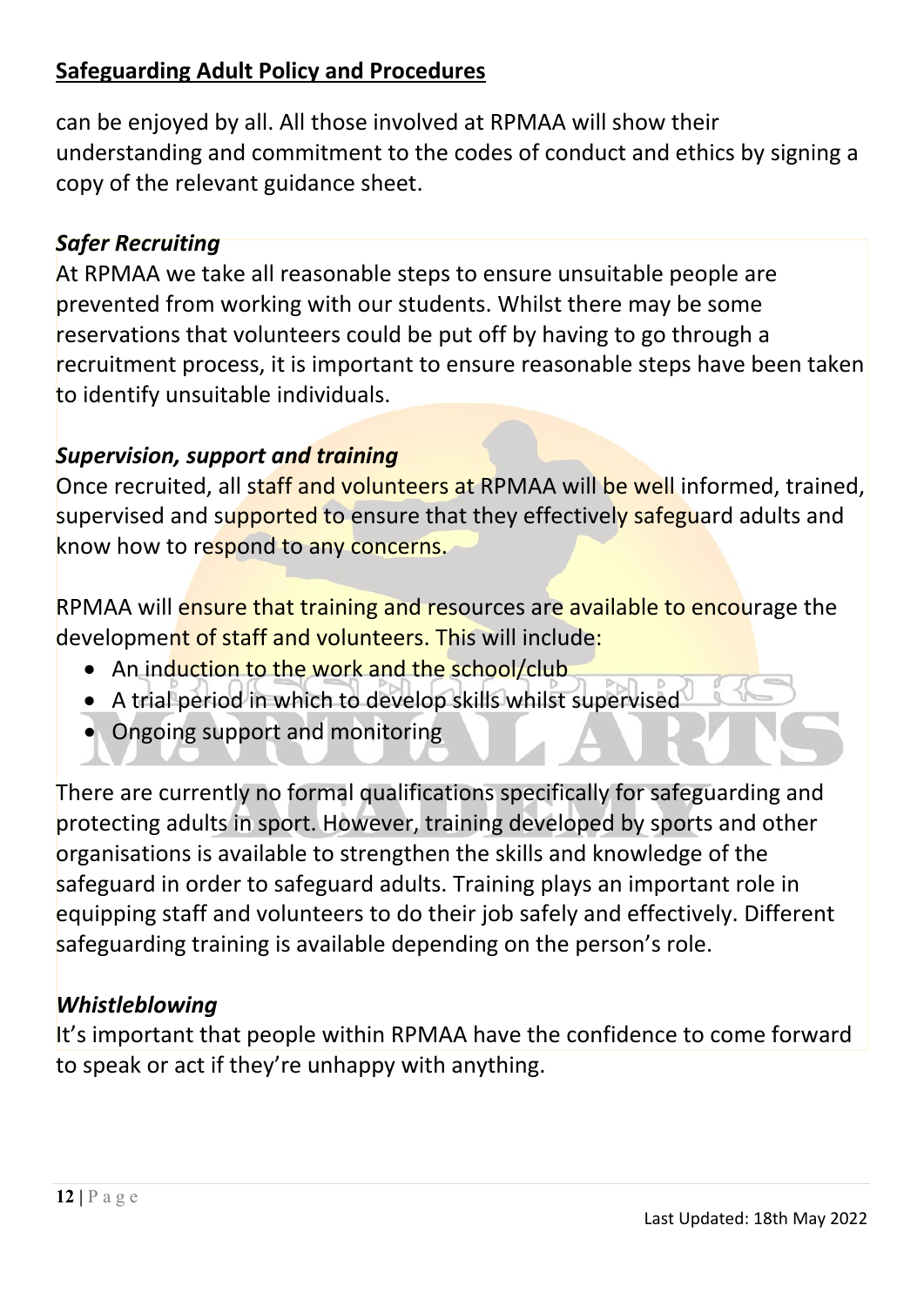can be enjoyed by all. All those involved at RPMAA will show their understanding and commitment to the codes of conduct and ethics by signing a copy of the relevant guidance sheet.

### *Safer Recruiting*

At RPMAA we take all reasonable steps to ensure unsuitable people are prevented from working with our students. Whilst there may be some reservations that volunteers could be put off by having to go through a recruitment process, it is important to ensure reasonable steps have been taken to identify unsuitable individuals.

### *Supervision, support and training*

Once recruited, all staff and volunteers at RPMAA will be well informed, trained, supervised and supported to ensure that they effectively safeguard adults and know how to respond to any concerns.

RPMAA will ensure that training and resources are available to encourage the development of staff and volunteers. This will include:

- An induction to the work and the school/club
- A trial period in which to develop skills whilst supervised
- Ongoing support and monitoring

There are currently no formal qualifications specifically for safeguarding and protecting adults in sport. However, training developed by sports and other organisations is available to strengthen the skills and knowledge of the safeguard in order to safeguard adults. Training plays an important role in equipping staff and volunteers to do their job safely and effectively. Different safeguarding training is available depending on the person's role.

### *Whistleblowing*

It's important that people within RPMAA have the confidence to come forward to speak or act if they're unhappy with anything.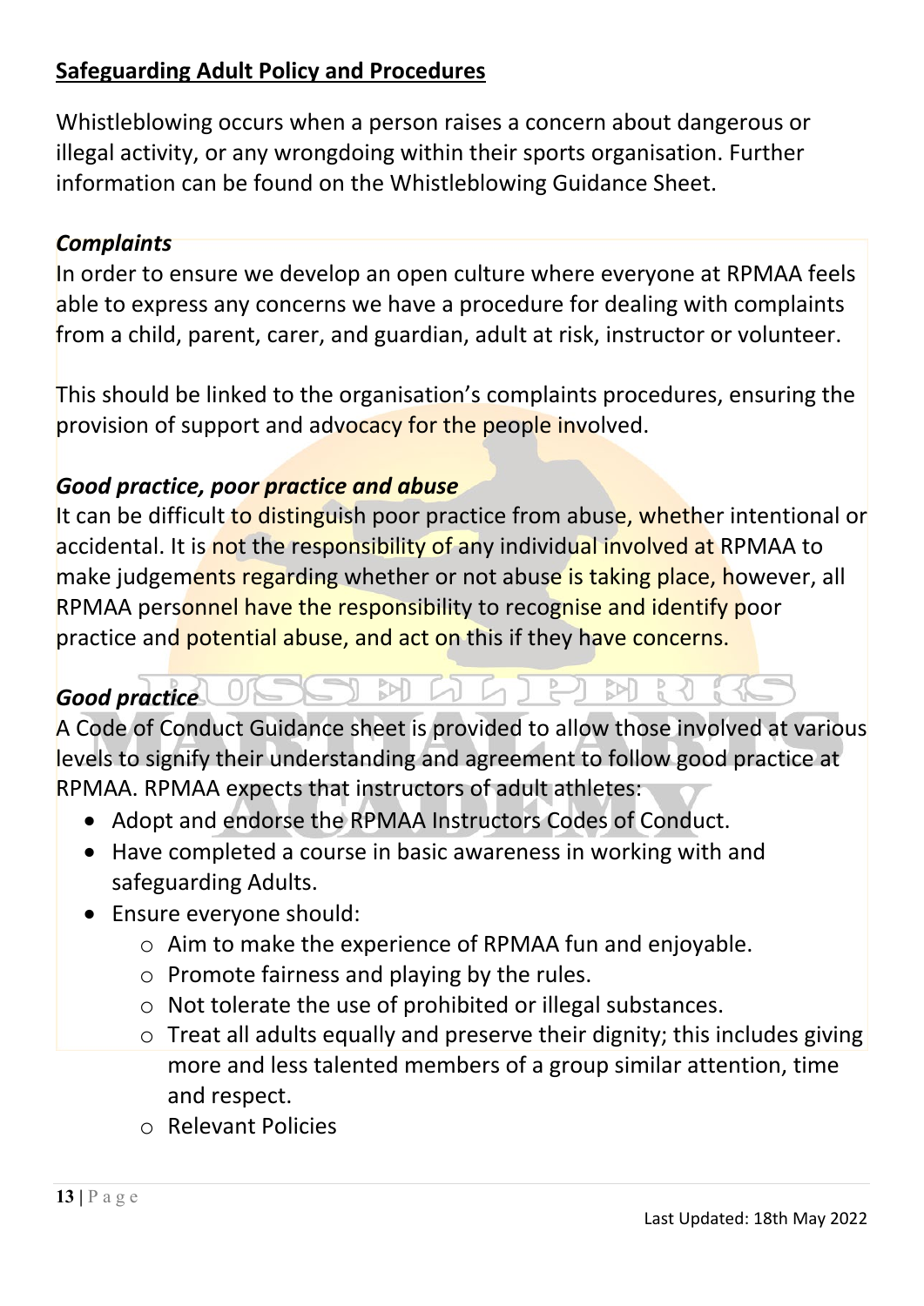**Safeguarding Adult Policy and Procedures**

Whistleblowing occurs when a person raises a concern about dangerous or illegal activity, or any wrongdoing within their sports organisation. Further information can be found on the Whistleblowing Guidance Sheet.

***Complaints***

In order to ensure we develop an open culture where everyone at RPMAA feels able to express any concerns we have a procedure for dealing with complaints from a child, parent, carer, and guardian, adult at risk, instructor or volunteer.

This should be linked to the organisation's complaints procedures, ensuring the provision of support and advocacy for the people involved.

***Good practice, poor practice and abuse***

It can be difficult to distinguish poor practice from abuse, whether intentional or accidental. It is not the responsibility of any individual involved at RPMAA to make judgements regarding whether or not abuse is taking place, however, all RPMAA personnel have the responsibility to recognise and identify poor practice and potential abuse, and act on this if they have concerns.

***Good practice***

A Code of Conduct Guidance sheet is provided to allow those involved at various levels to signify their understanding and agreement to follow good practice at RPMAA. RPMAA expects that instructors of adult athletes:

- Adopt and endorse the RPMAA Instructors Codes of Conduct.
- Have completed a course in basic awareness in working with and safeguarding Adults.
- Ensure everyone should:
  - Aim to make the experience of RPMAA fun and enjoyable.
  - Promote fairness and playing by the rules.
  - Not tolerate the use of prohibited or illegal substances.
  - Treat all adults equally and preserve their dignity; this includes giving more and less talented members of a group similar attention, time and respect.
  - Relevant Policies

Last Updated: 18th May 2022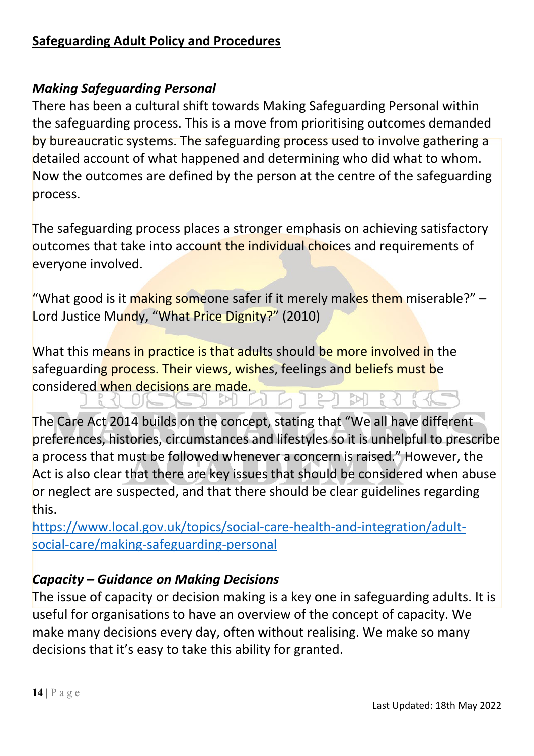## Safeguarding Adult Policy and Procedures

### *Making Safeguarding Personal*

There has been a cultural shift towards Making Safeguarding Personal within the safeguarding process. This is a move from prioritising outcomes demanded by bureaucratic systems. The safeguarding process used to involve gathering a detailed account of what happened and determining who did what to whom. Now the outcomes are defined by the person at the centre of the safeguarding process.

The safeguarding process places a stronger emphasis on achieving satisfactory outcomes that take into account the individual choices and requirements of everyone involved.

"What good is it making someone safer if it merely makes them miserable?" – Lord Justice Mundy, "What Price Dignity?" (2010)

What this means in practice is that adults should be more involved in the safeguarding process. Their views, wishes, feelings and beliefs must be considered when decisions are made.

The Care Act 2014 builds on the concept, stating that "We all have different preferences, histories, circumstances and lifestyles so it is unhelpful to prescribe a process that must be followed whenever a concern is raised." However, the Act is also clear that there are key issues that should be considered when abuse or neglect are suspected, and that there should be clear guidelines regarding this.

https://www.local.gov.uk/topics/social-care-health-and-integration/adult-social-care/making-safeguarding-personal

### *Capacity – Guidance on Making Decisions*

The issue of capacity or decision making is a key one in safeguarding adults. It is useful for organisations to have an overview of the concept of capacity. We make many decisions every day, often without realising. We make so many decisions that it's easy to take this ability for granted.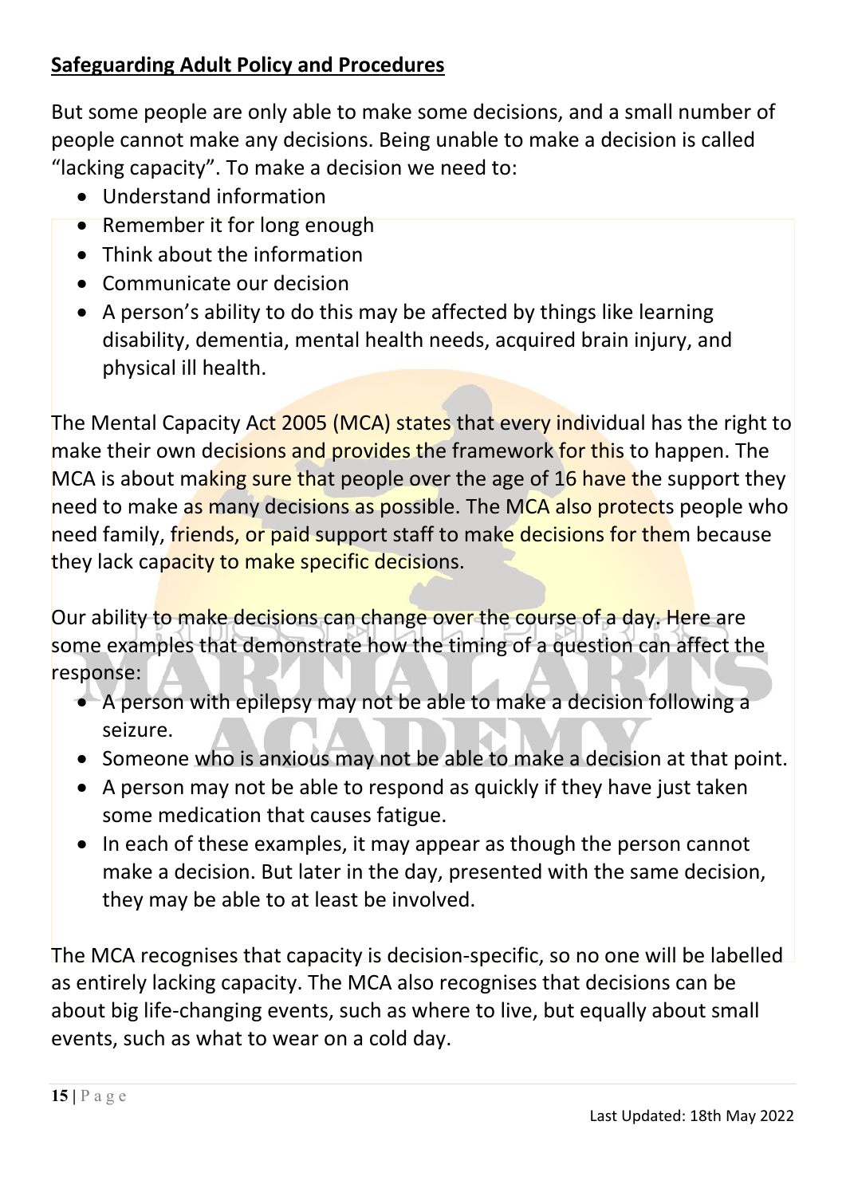**Safeguarding Adult Policy and Procedures**

But some people are only able to make some decisions, and a small number of people cannot make any decisions. Being unable to make a decision is called "lacking capacity". To make a decision we need to:

- Understand information
- Remember it for long enough
- Think about the information
- Communicate our decision
- A person's ability to do this may be affected by things like learning disability, dementia, mental health needs, acquired brain injury, and physical ill health.

The Mental Capacity Act 2005 (MCA) states that every individual has the right to make their own decisions and provides the framework for this to happen. The MCA is about making sure that people over the age of 16 have the support they need to make as many decisions as possible. The MCA also protects people who need family, friends, or paid support staff to make decisions for them because they lack capacity to make specific decisions.

Our ability to make decisions can change over the course of a day. Here are some examples that demonstrate how the timing of a question can affect the response:

- A person with epilepsy may not be able to make a decision following a seizure.
- Someone who is anxious may not be able to make a decision at that point.
- A person may not be able to respond as quickly if they have just taken some medication that causes fatigue.
- In each of these examples, it may appear as though the person cannot make a decision. But later in the day, presented with the same decision, they may be able to at least be involved.

The MCA recognises that capacity is decision-specific, so no one will be labelled as entirely lacking capacity. The MCA also recognises that decisions can be about big life-changing events, such as where to live, but equally about small events, such as what to wear on a cold day.

Last Updated: 18th May 2022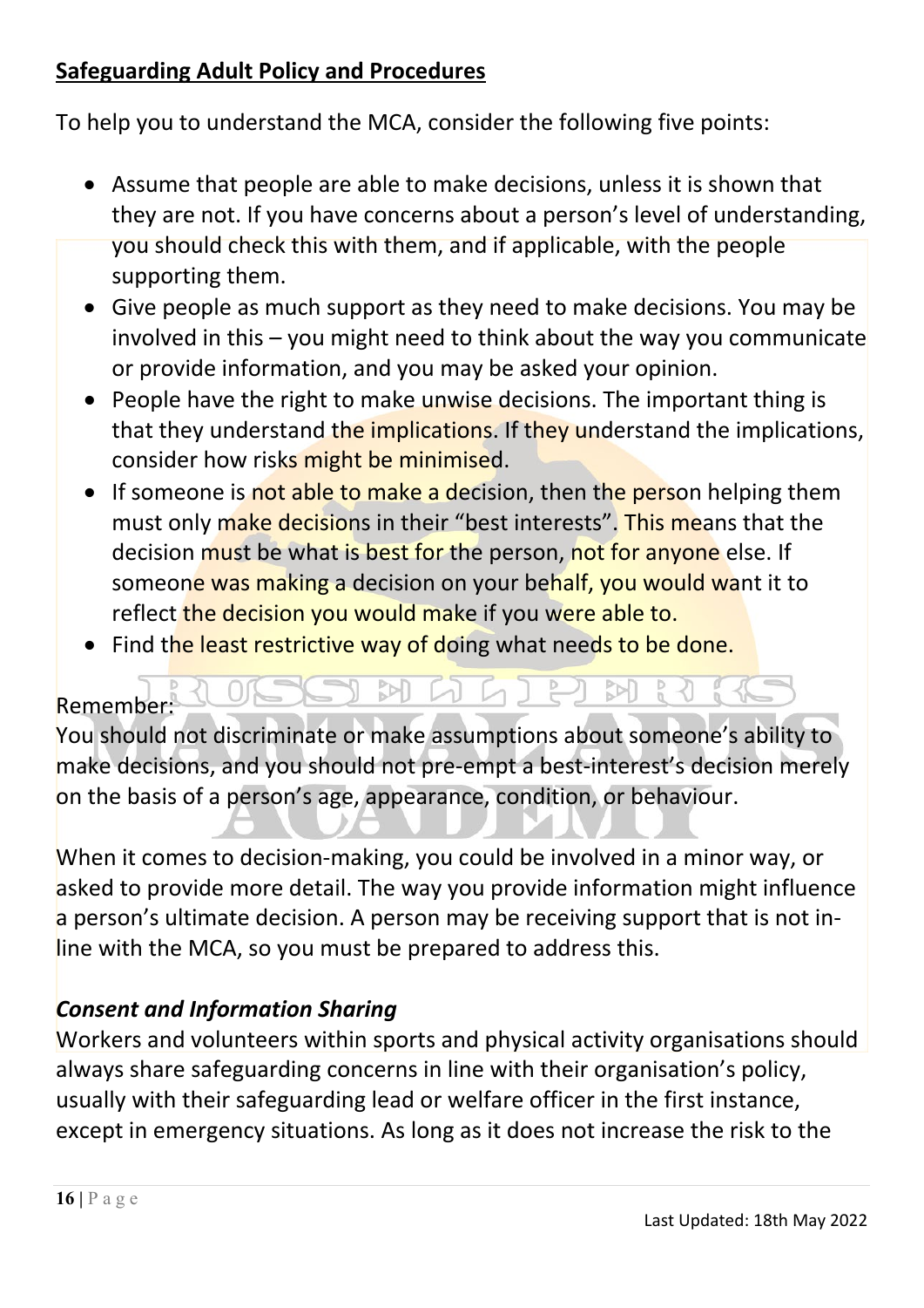**Safeguarding Adult Policy and Procedures**

To help you to understand the MCA, consider the following five points:

- Assume that people are able to make decisions, unless it is shown that they are not. If you have concerns about a person's level of understanding, you should check this with them, and if applicable, with the people supporting them.
- Give people as much support as they need to make decisions. You may be involved in this – you might need to think about the way you communicate or provide information, and you may be asked your opinion.
- People have the right to make unwise decisions. The important thing is that they understand the implications. If they understand the implications, consider how risks might be minimised.
- If someone is not able to make a decision, then the person helping them must only make decisions in their "best interests". This means that the decision must be what is best for the person, not for anyone else. If someone was making a decision on your behalf, you would want it to reflect the decision you would make if you were able to.
- Find the least restrictive way of doing what needs to be done.

Remember:
You should not discriminate or make assumptions about someone's ability to make decisions, and you should not pre-empt a best-interest's decision merely on the basis of a person's age, appearance, condition, or behaviour.

When it comes to decision-making, you could be involved in a minor way, or asked to provide more detail. The way you provide information might influence a person's ultimate decision. A person may be receiving support that is not in-line with the MCA, so you must be prepared to address this.

***Consent and Information Sharing***

Workers and volunteers within sports and physical activity organisations should always share safeguarding concerns in line with their organisation's policy, usually with their safeguarding lead or welfare officer in the first instance, except in emergency situations. As long as it does not increase the risk to the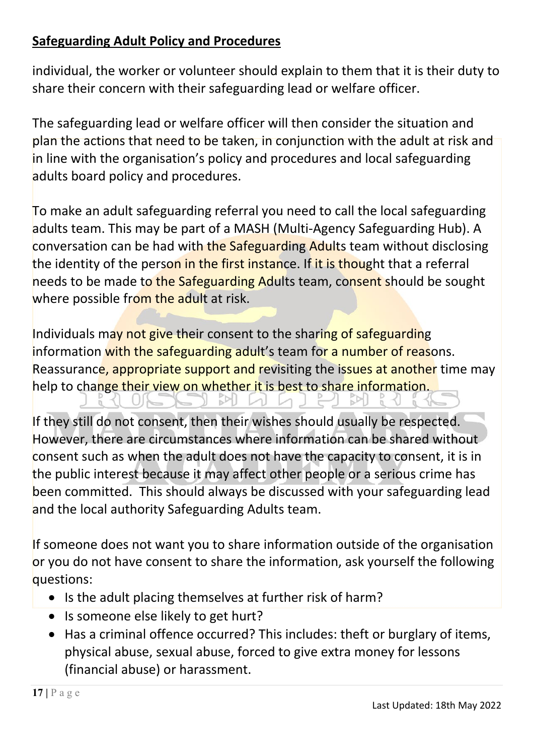individual, the worker or volunteer should explain to them that it is their duty to share their concern with their safeguarding lead or welfare officer.

The safeguarding lead or welfare officer will then consider the situation and plan the actions that need to be taken, in conjunction with the adult at risk and in line with the organisation's policy and procedures and local safeguarding adults board policy and procedures.

To make an adult safeguarding referral you need to call the local safeguarding adults team. This may be part of a MASH (Multi-Agency Safeguarding Hub). A conversation can be had with the Safeguarding Adults team without disclosing the identity of the person in the first instance. If it is thought that a referral needs to be made to the Safeguarding Adults team, consent should be sought where possible from the adult at risk.

Individuals may not give their consent to the sharing of safeguarding information with the safeguarding adult's team for a number of reasons. Reassurance, appropriate support and revisiting the issues at another time may help to change their view on whether it is best to share information.

If they still do not consent, then their wishes should usually be respected. However, there are circumstances where information can be shared without consent such as when the adult does not have the capacity to consent, it is in the public interest because it may affect other people or a serious crime has been committed. This should always be discussed with your safeguarding lead and the local authority Safeguarding Adults team.

If someone does not want you to share information outside of the organisation or you do not have consent to share the information, ask yourself the following questions:

- Is the adult placing themselves at further risk of harm?
- Is someone else likely to get hurt?
- Has a criminal offence occurred? This includes: theft or burglary of items, physical abuse, sexual abuse, forced to give extra money for lessons (financial abuse) or harassment.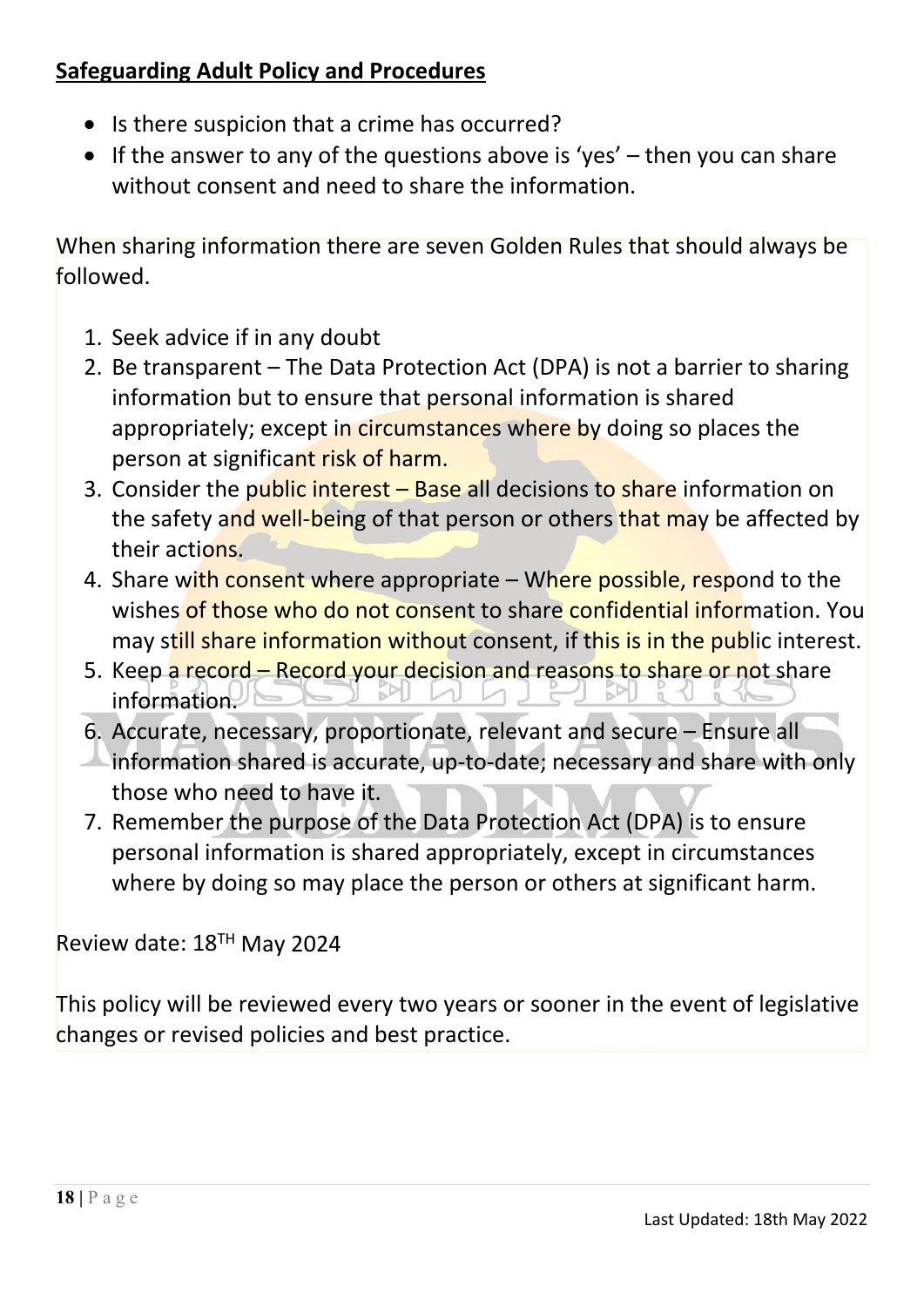**Safeguarding Adult Policy and Procedures**

- Is there suspicion that a crime has occurred?
- If the answer to any of the questions above is 'yes' – then you can share without consent and need to share the information.

When sharing information there are seven Golden Rules that should always be followed.

1. Seek advice if in any doubt
2. Be transparent – The Data Protection Act (DPA) is not a barrier to sharing information but to ensure that personal information is shared appropriately; except in circumstances where by doing so places the person at significant risk of harm.
3. Consider the public interest – Base all decisions to share information on the safety and well-being of that person or others that may be affected by their actions.
4. Share with consent where appropriate – Where possible, respond to the wishes of those who do not consent to share confidential information. You may still share information without consent, if this is in the public interest.
5. Keep a record – Record your decision and reasons to share or not share information.
6. Accurate, necessary, proportionate, relevant and secure – Ensure all information shared is accurate, up-to-date; necessary and share with only those who need to have it.
7. Remember the purpose of the Data Protection Act (DPA) is to ensure personal information is shared appropriately, except in circumstances where by doing so may place the person or others at significant harm.

Review date: 18TH May 2024

This policy will be reviewed every two years or sooner in the event of legislative changes or revised policies and best practice.

Last Updated: 18th May 2022